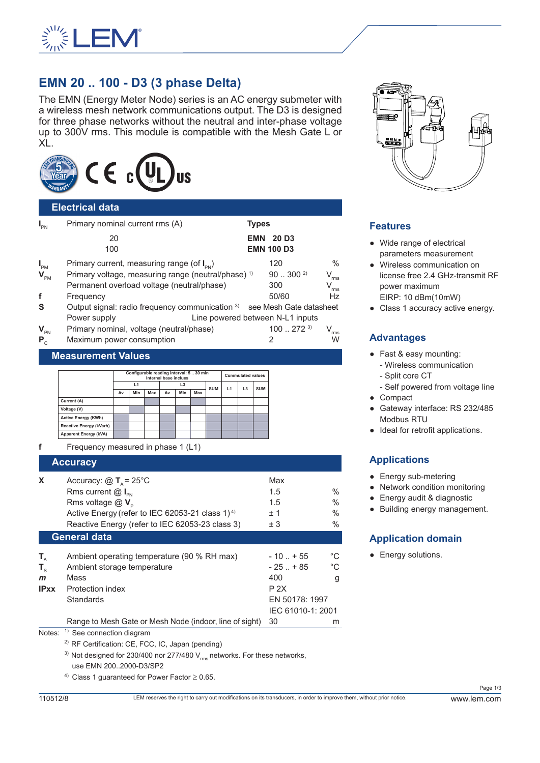# EMN 20 .. 100 - D3 (3 phase Delta)

The EMN (Energy Meter Node) series is an AC energy submeter with a wireless mesh network communications output. The D3 is designed for three phase networks without the neutral and inter-phase voltage up to 300V rms. This module is compatible with the Mesh Gate L or XL.

## Electrical data

| | | | |
|---|---|---|---|
| $I_{PN}$ | Primary nominal current rms (A) | **Types** | |
| | 20 | **EMN 20 D3** | |
| | 100 | **EMN 100 D3** | |
| $I_{PM}$ | Primary current, measuring range (of $I_{PN}$) | 120 | % |
| $V_{PM}$ | Primary voltage, measuring range (neutral/phase) [1] | 90 .. 300 [2] | $V_{rms}$ |
| | Permanent overload voltage (neutral/phase) | 300 | $V_{rms}$ |
| f | Frequency | 50/60 | Hz |
| S | Output signal: radio frequency communication [3] | see Mesh Gate datasheet | |
| | Power supply | Line powered between N-L1 inputs | |
| $V_{PN}$ | Primary nominal, voltage (neutral/phase) | 100 .. 272 [3] | $V_{rms}$ |
| $P_C$ | Maximum power consumption | 2 | W |

## Measurement Values

| | Configurable reading interval: 5 .. 30 min Internal base inclues | | | | | | | Cummulated values | | |
|---|---|---|---|---|---|---|---|---|---|---|
| | L1 | | | L3 | | | | | | |
| | Av | Min | Max | Av | Min | Max | SUM | L1 | L3 | SUM |
| Current (A) | | | | | | | | | | |
| Voltage (V) | | | | | | | | | | |
| Active Energy (KWh) | | | | | | | | | | |
| Reactive Energy (kVarh) | | | | | | | | | | |
| Apparent Energy (kVA) | | | | | | | | | | |

f — Frequency measured in phase 1 (L1)

## Accuracy

| | | | |
|---|---|---|---|
| X | Accuracy: @ $T_A$ = 25°C | Max | |
| | Rms current @ $I_{PN}$ | 1.5 | % |
| | Rms voltage @ $V_P$ | 1.5 | % |
| | Active Energy (refer to IEC 62053-21 class 1) [4] | ± 1 | % |
| | Reactive Energy (refer to IEC 62053-23 class 3) | ± 3 | % |

## General data

| | | | |
|---|---|---|---|
| $T_A$ | Ambient operating temperature (90 % RH max) | - 10 .. + 55 | °C |
| $T_S$ | Ambient storage temperature | - 25 .. + 85 | °C |
| *m* | Mass | 400 | g |
| IPxx | Protection index | P 2X | |
| | Standards | EN 50178: 1997 | |
| | | IEC 61010-1: 2001 | |
| | Range to Mesh Gate or Mesh Node (indoor, line of sight) | 30 | m |

Notes:
[1] See connection diagram
[2] RF Certification: CE, FCC, IC, Japan (pending)
[3] Not designed for 230/400 nor 277/480 $V_{rms}$ networks. For these networks, use EMN 200..2000-D3/SP2
[4] Class 1 guaranteed for Power Factor ≥ 0.65.

## Features

- Wide range of electrical parameters measurement
- Wireless communication on license free 2.4 GHz-transmit RF power maximum EIRP: 10 dBm(10mW)
- Class 1 accuracy active energy.

## Advantages

- Fast & easy mounting:
  - Wireless communication
  - Split core CT
  - Self powered from voltage line
- Compact
- Gateway interface: RS 232/485 Modbus RTU
- Ideal for retrofit applications.

## Applications

- Energy sub-metering
- Network condition monitoring
- Energy audit & diagnostic
- Building energy management.

## Application domain

- Energy solutions.

110512/8

LEM reserves the right to carry out modifications on its transducers, in order to improve them, without prior notice.

www.lem.com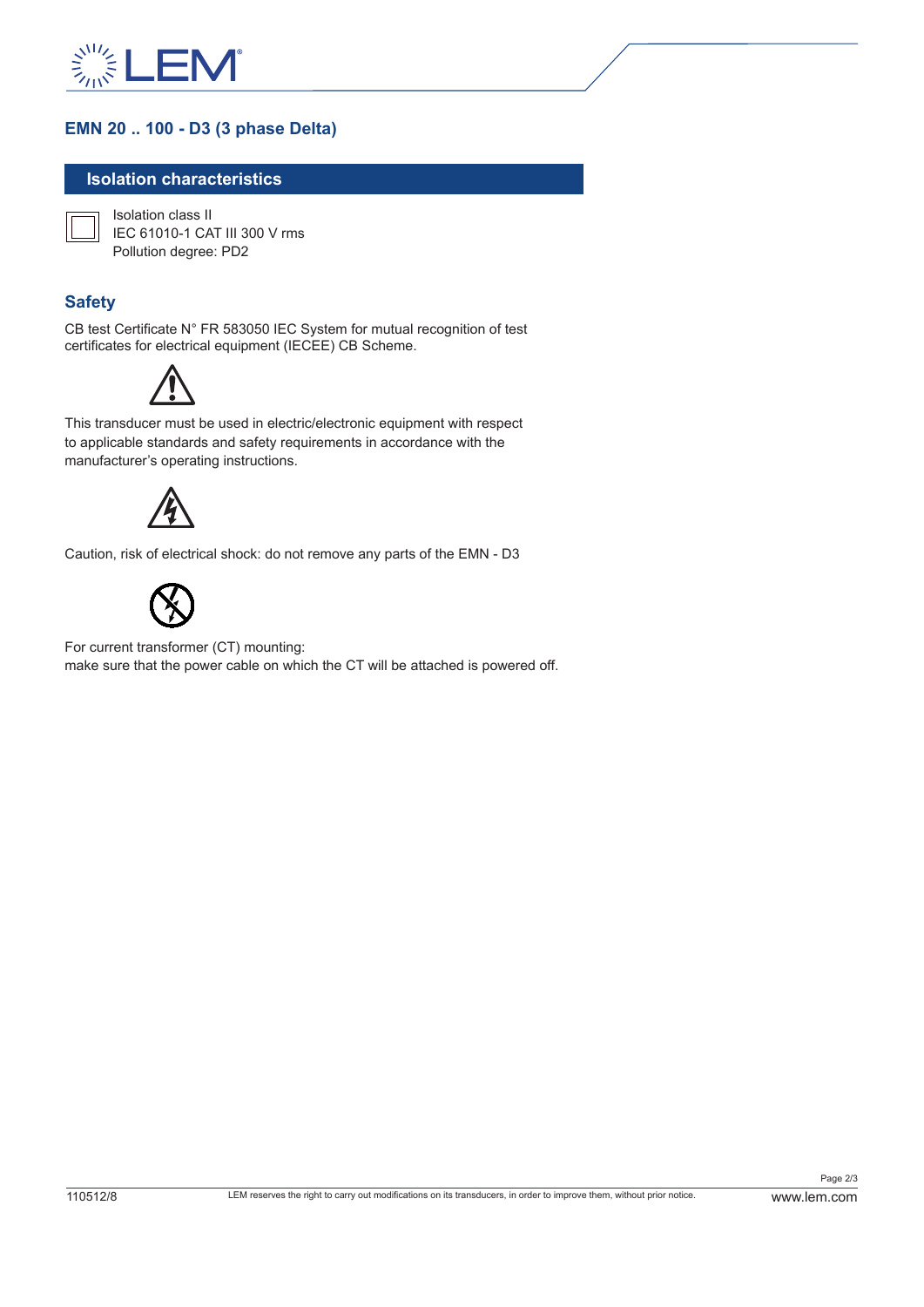## EMN 20 .. 100 - D3 (3 phase Delta)

### Isolation characteristics

Isolation class II
IEC 61010-1 CAT III 300 V rms
Pollution degree: PD2

### Safety

CB test Certificate N° FR 583050 IEC System for mutual recognition of test certificates for electrical equipment (IECEE) CB Scheme.

This transducer must be used in electric/electronic equipment with respect to applicable standards and safety requirements in accordance with the manufacturer's operating instructions.

Caution, risk of electrical shock: do not remove any parts of the EMN - D3

For current transformer (CT) mounting:
make sure that the power cable on which the CT will be attached is powered off.

110512/8 LEM reserves the right to carry out modifications on its transducers, in order to improve them, without prior notice. www.lem.com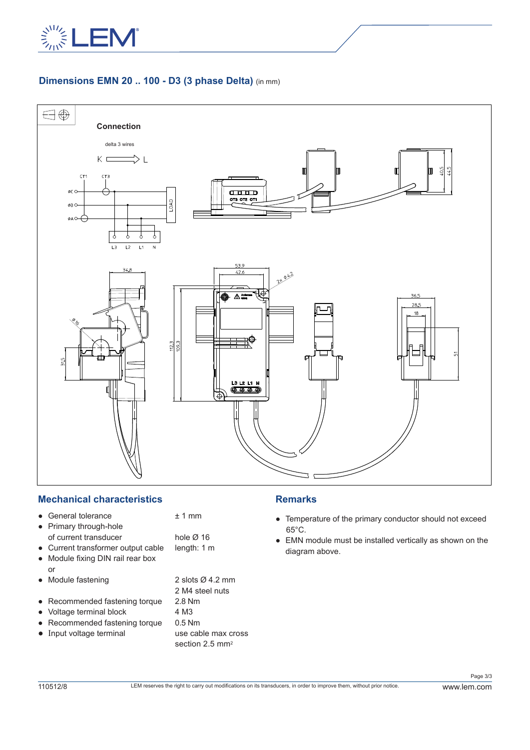## Dimensions EMN 20 .. 100 - D3 (3 phase Delta) (in mm)

Connection

delta 3 wires

K L

CT1 CT3

øC øB øA

LOAD

L3 L2 L1 N

CT3 CT2 CT1

40,5 44,5

34,8

53,9 42,6

2x ø 4,2

ø 16

31,5

112,3 109,3

L3 L2 L1 N

36,5 28,5 18

51

## Mechanical characteristics

| | |
|---|---|
| • General tolerance | ± 1 mm |
| • Primary through-hole of current transducer | hole Ø 16 |
| • Current transformer output cable | length: 1 m |
| • Module fixing DIN rail rear box or | |
| • Module fastening | 2 slots Ø 4.2 mm<br>2 M4 steel nuts |
| • Recommended fastening torque | 2.8 Nm |
| • Voltage terminal block | 4 M3 |
| • Recommended fastening torque | 0.5 Nm |
| • Input voltage terminal | use cable max cross section 2.5 mm² |

## Remarks

- Temperature of the primary conductor should not exceed 65°C.
- EMN module must be installed vertically as shown on the diagram above.

110512/8

LEM reserves the right to carry out modifications on its transducers, in order to improve them, without prior notice.

www.lem.com